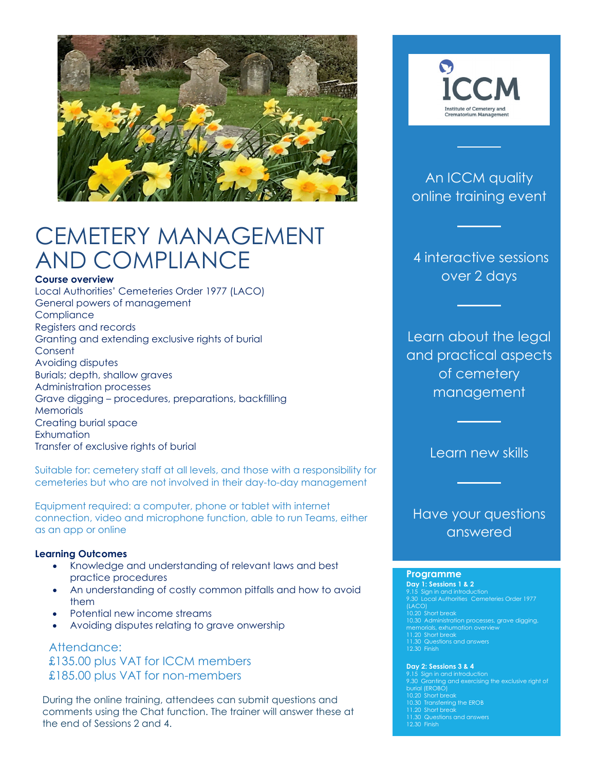# CEMETERY MANAGEMENT AND COMPLIANCE

**Course overview**

Local Authorities' Cemeteries Order 1977 (LACO)
General powers of management
Compliance
Registers and records
Granting and extending exclusive rights of burial
Consent
Avoiding disputes
Burials; depth, shallow graves
Administration processes
Grave digging – procedures, preparations, backfilling
Memorials
Creating burial space
Exhumation
Transfer of exclusive rights of burial

Suitable for: cemetery staff at all levels, and those with a responsibility for cemeteries but who are not involved in their day-to-day management

Equipment required: a computer, phone or tablet with internet connection, video and microphone function, able to run Teams, either as an app or online

**Learning Outcomes**

- Knowledge and understanding of relevant laws and best practice procedures
- An understanding of costly common pitfalls and how to avoid them
- Potential new income streams
- Avoiding disputes relating to grave onwership

Attendance:
£135.00 plus VAT for ICCM members
£185.00 plus VAT for non-members

During the online training, attendees can submit questions and comments using the Chat function. The trainer will answer these at the end of Sessions 2 and 4.

ICCM
Institute of Cemetery and Crematorium Management

An ICCM quality online training event

4 interactive sessions over 2 days

Learn about the legal and practical aspects of cemetery management

Learn new skills

Have your questions answered

## Programme

**Day 1: Sessions 1 & 2**
9.15 Sign in and introduction
9.30 Local Authorities Cemeteries Order 1977 (LACO)
10.20 Short break
10.30 Administration processes, grave digging, memorials, exhumation overview
11.20 Short break
11.30 Questions and answers
12.30 Finish

**Day 2: Sessions 3 & 4**
9.15 Sign in and introduction
9.30 Granting and exercising the exclusive right of burial (EROBO)
10.20 Short break
10.30 Transferring the EROB
11.20 Short break
11.30 Questions and answers
12.30 Finish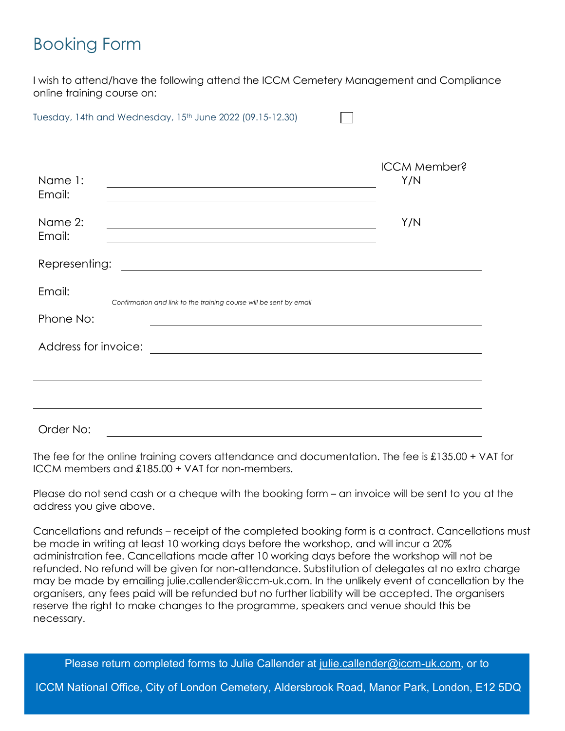# Booking Form

I wish to attend/have the following attend the ICCM Cemetery Management and Compliance online training course on:

Tuesday, 14th and Wednesday, 15th June 2022 (09.15-12.30) ☐

| | | ICCM Member? |
|---|---|---|
| Name 1: | ______________________________ | Y/N |
| Email: | ______________________________ | |
| Name 2: | ______________________________ | Y/N |
| Email: | ______________________________ | |

Representing: ______________________________

Email: ______________________________

*Confirmation and link to the training course will be sent by email*

Phone No: ______________________________

Address for invoice: ______________________________

______________________________

______________________________

Order No: ______________________________

The fee for the online training covers attendance and documentation. The fee is £135.00 + VAT for ICCM members and £185.00 + VAT for non-members.

Please do not send cash or a cheque with the booking form – an invoice will be sent to you at the address you give above.

Cancellations and refunds – receipt of the completed booking form is a contract. Cancellations must be made in writing at least 10 working days before the workshop, and will incur a 20% administration fee. Cancellations made after 10 working days before the workshop will not be refunded. No refund will be given for non-attendance. Substitution of delegates at no extra charge may be made by emailing julie.callender@iccm-uk.com. In the unlikely event of cancellation by the organisers, any fees paid will be refunded but no further liability will be accepted. The organisers reserve the right to make changes to the programme, speakers and venue should this be necessary.

Please return completed forms to Julie Callender at julie.callender@iccm-uk.com, or to

ICCM National Office, City of London Cemetery, Aldersbrook Road, Manor Park, London, E12 5DQ